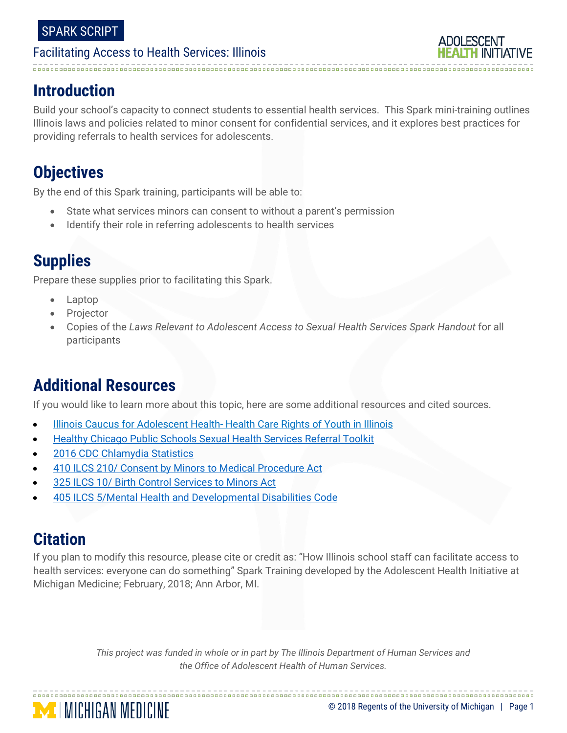SPARK SCRIPT

Facilitating Access to Health Services: Illinois

## Introduction

Build your school's capacity to connect students to essential health services. This Spark mini-training outlines Illinois laws and policies related to minor consent for confidential services, and it explores best practices for providing referrals to health services for adolescents.

## Objectives

By the end of this Spark training, participants will be able to:

- State what services minors can consent to without a parent's permission
- Identify their role in referring adolescents to health services

## Supplies

Prepare these supplies prior to facilitating this Spark.

- Laptop
- Projector
- Copies of the *Laws Relevant to Adolescent Access to Sexual Health Services Spark Handout* for all participants

## Additional Resources

If you would like to learn more about this topic, here are some additional resources and cited sources.

- Illinois Caucus for Adolescent Health- Health Care Rights of Youth in Illinois
- Healthy Chicago Public Schools Sexual Health Services Referral Toolkit
- 2016 CDC Chlamydia Statistics
- 410 ILCS 210/ Consent by Minors to Medical Procedure Act
- 325 ILCS 10/ Birth Control Services to Minors Act
- 405 ILCS 5/Mental Health and Developmental Disabilities Code

## Citation

If you plan to modify this resource, please cite or credit as: "How Illinois school staff can facilitate access to health services: everyone can do something" Spark Training developed by the Adolescent Health Initiative at Michigan Medicine; February, 2018; Ann Arbor, MI.

*This project was funded in whole or in part by The Illinois Department of Human Services and the Office of Adolescent Health of Human Services.*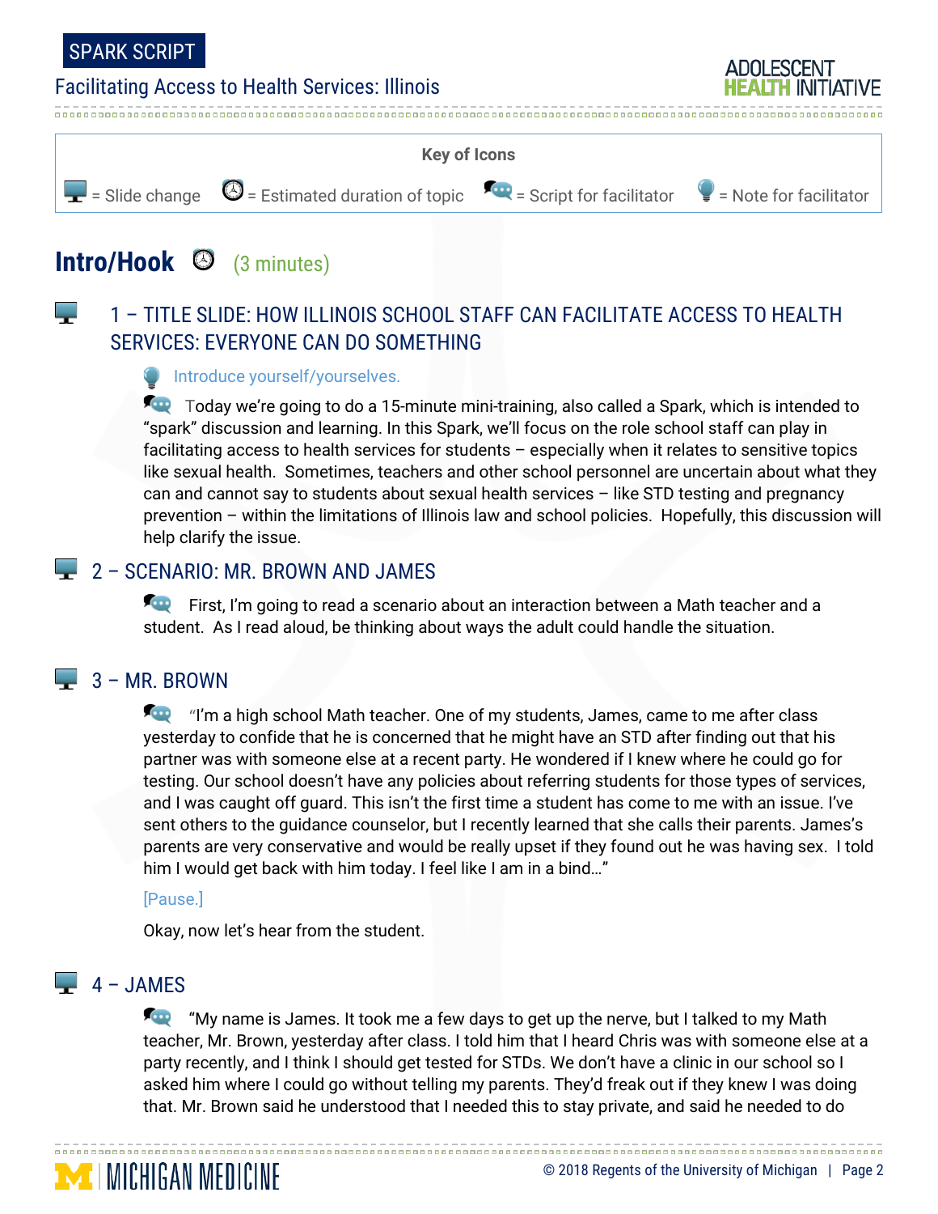**Key of Icons**

= Slide change = Estimated duration of topic = Script for facilitator = Note for facilitator

## Intro/Hook (3 minutes)

### 1 – TITLE SLIDE: HOW ILLINOIS SCHOOL STAFF CAN FACILITATE ACCESS TO HEALTH SERVICES: EVERYONE CAN DO SOMETHING

Introduce yourself/yourselves.

Today we're going to do a 15-minute mini-training, also called a Spark, which is intended to "spark" discussion and learning. In this Spark, we'll focus on the role school staff can play in facilitating access to health services for students – especially when it relates to sensitive topics like sexual health. Sometimes, teachers and other school personnel are uncertain about what they can and cannot say to students about sexual health services – like STD testing and pregnancy prevention – within the limitations of Illinois law and school policies. Hopefully, this discussion will help clarify the issue.

### 2 – SCENARIO: MR. BROWN AND JAMES

First, I'm going to read a scenario about an interaction between a Math teacher and a student. As I read aloud, be thinking about ways the adult could handle the situation.

### 3 – MR. BROWN

"I'm a high school Math teacher. One of my students, James, came to me after class yesterday to confide that he is concerned that he might have an STD after finding out that his partner was with someone else at a recent party. He wondered if I knew where he could go for testing. Our school doesn't have any policies about referring students for those types of services, and I was caught off guard. This isn't the first time a student has come to me with an issue. I've sent others to the guidance counselor, but I recently learned that she calls their parents. James's parents are very conservative and would be really upset if they found out he was having sex. I told him I would get back with him today. I feel like I am in a bind…"

[Pause.]

Okay, now let's hear from the student.

### 4 – JAMES

"My name is James. It took me a few days to get up the nerve, but I talked to my Math teacher, Mr. Brown, yesterday after class. I told him that I heard Chris was with someone else at a party recently, and I think I should get tested for STDs. We don't have a clinic in our school so I asked him where I could go without telling my parents. They'd freak out if they knew I was doing that. Mr. Brown said he understood that I needed this to stay private, and said he needed to do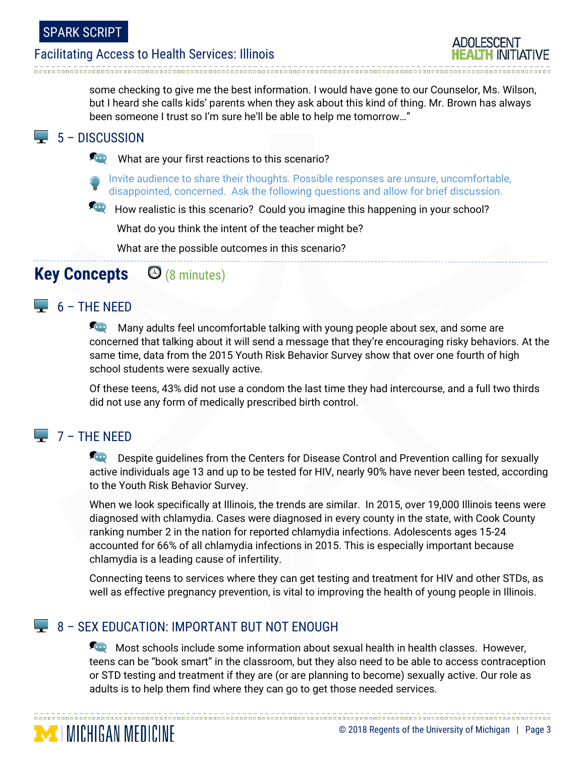some checking to give me the best information. I would have gone to our Counselor, Ms. Wilson, but I heard she calls kids' parents when they ask about this kind of thing. Mr. Brown has always been someone I trust so I'm sure he'll be able to help me tomorrow…"

### 5 – DISCUSSION

What are your first reactions to this scenario?

Invite audience to share their thoughts. Possible responses are unsure, uncomfortable, disappointed, concerned. Ask the following questions and allow for brief discussion.

How realistic is this scenario? Could you imagine this happening in your school?

What do you think the intent of the teacher might be?

What are the possible outcomes in this scenario?

## Key Concepts (8 minutes)

### 6 – THE NEED

Many adults feel uncomfortable talking with young people about sex, and some are concerned that talking about it will send a message that they're encouraging risky behaviors. At the same time, data from the 2015 Youth Risk Behavior Survey show that over one fourth of high school students were sexually active.

Of these teens, 43% did not use a condom the last time they had intercourse, and a full two thirds did not use any form of medically prescribed birth control.

### 7 – THE NEED

Despite guidelines from the Centers for Disease Control and Prevention calling for sexually active individuals age 13 and up to be tested for HIV, nearly 90% have never been tested, according to the Youth Risk Behavior Survey.

When we look specifically at Illinois, the trends are similar. In 2015, over 19,000 Illinois teens were diagnosed with chlamydia. Cases were diagnosed in every county in the state, with Cook County ranking number 2 in the nation for reported chlamydia infections. Adolescents ages 15-24 accounted for 66% of all chlamydia infections in 2015. This is especially important because chlamydia is a leading cause of infertility.

Connecting teens to services where they can get testing and treatment for HIV and other STDs, as well as effective pregnancy prevention, is vital to improving the health of young people in Illinois.

### 8 – SEX EDUCATION: IMPORTANT BUT NOT ENOUGH

Most schools include some information about sexual health in health classes. However, teens can be "book smart" in the classroom, but they also need to be able to access contraception or STD testing and treatment if they are (or are planning to become) sexually active. Our role as adults is to help them find where they can go to get those needed services.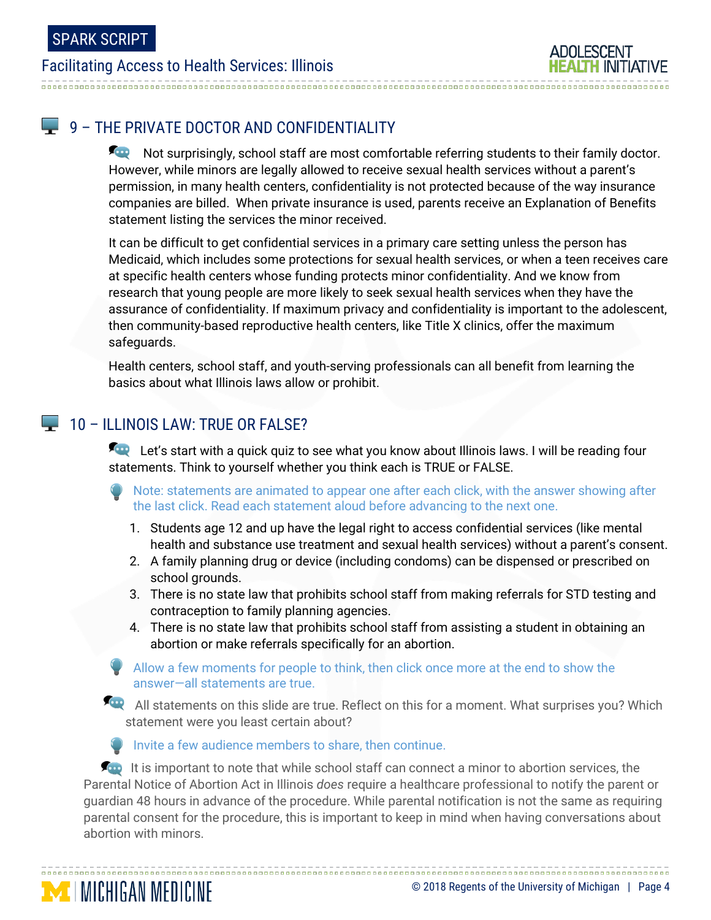## 9 – THE PRIVATE DOCTOR AND CONFIDENTIALITY

Not surprisingly, school staff are most comfortable referring students to their family doctor. However, while minors are legally allowed to receive sexual health services without a parent's permission, in many health centers, confidentiality is not protected because of the way insurance companies are billed. When private insurance is used, parents receive an Explanation of Benefits statement listing the services the minor received.

It can be difficult to get confidential services in a primary care setting unless the person has Medicaid, which includes some protections for sexual health services, or when a teen receives care at specific health centers whose funding protects minor confidentiality. And we know from research that young people are more likely to seek sexual health services when they have the assurance of confidentiality. If maximum privacy and confidentiality is important to the adolescent, then community-based reproductive health centers, like Title X clinics, offer the maximum safeguards.

Health centers, school staff, and youth-serving professionals can all benefit from learning the basics about what Illinois laws allow or prohibit.

## 10 – ILLINOIS LAW: TRUE OR FALSE?

Let's start with a quick quiz to see what you know about Illinois laws. I will be reading four statements. Think to yourself whether you think each is TRUE or FALSE.

Note: statements are animated to appear one after each click, with the answer showing after the last click. Read each statement aloud before advancing to the next one.

1. Students age 12 and up have the legal right to access confidential services (like mental health and substance use treatment and sexual health services) without a parent's consent.
2. A family planning drug or device (including condoms) can be dispensed or prescribed on school grounds.
3. There is no state law that prohibits school staff from making referrals for STD testing and contraception to family planning agencies.
4. There is no state law that prohibits school staff from assisting a student in obtaining an abortion or make referrals specifically for an abortion.

Allow a few moments for people to think, then click once more at the end to show the answer—all statements are true.

All statements on this slide are true. Reflect on this for a moment. What surprises you? Which statement were you least certain about?

Invite a few audience members to share, then continue.

It is important to note that while school staff can connect a minor to abortion services, the Parental Notice of Abortion Act in Illinois *does* require a healthcare professional to notify the parent or guardian 48 hours in advance of the procedure. While parental notification is not the same as requiring parental consent for the procedure, this is important to keep in mind when having conversations about abortion with minors.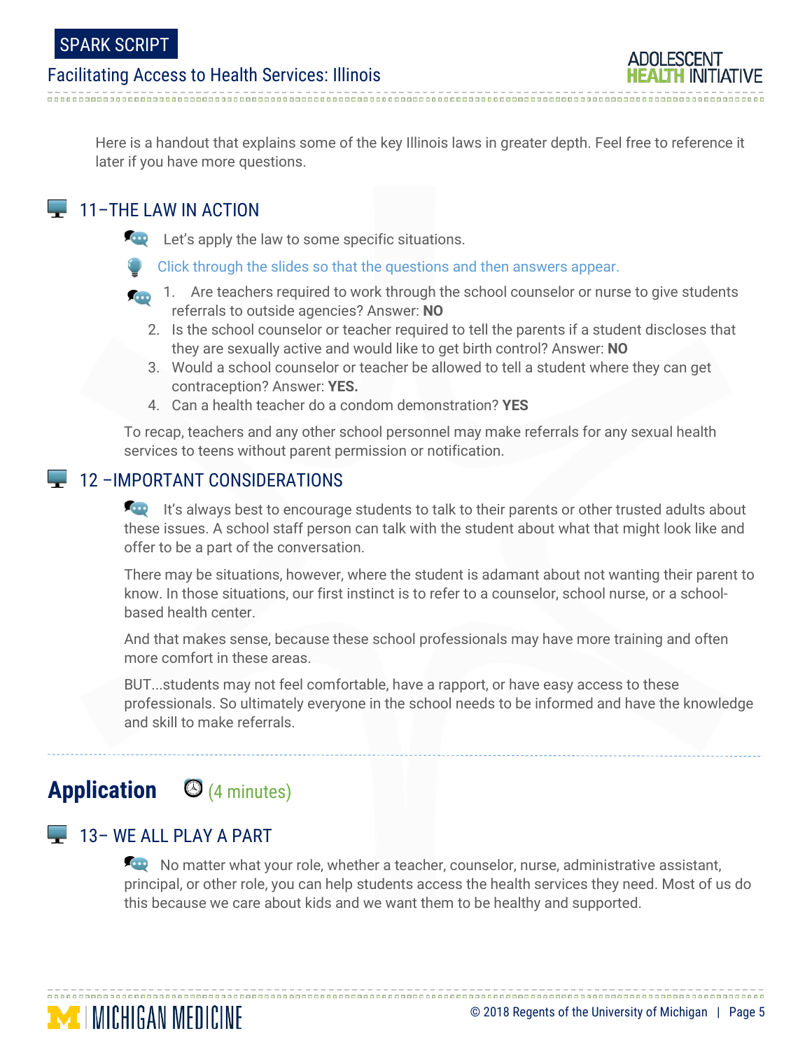Here is a handout that explains some of the key Illinois laws in greater depth. Feel free to reference it later if you have more questions.

## 11–THE LAW IN ACTION

Let's apply the law to some specific situations.

Click through the slides so that the questions and then answers appear.

1. Are teachers required to work through the school counselor or nurse to give students referrals to outside agencies? Answer: **NO**
2. Is the school counselor or teacher required to tell the parents if a student discloses that they are sexually active and would like to get birth control? Answer: **NO**
3. Would a school counselor or teacher be allowed to tell a student where they can get contraception? Answer: **YES.**
4. Can a health teacher do a condom demonstration? **YES**

To recap, teachers and any other school personnel may make referrals for any sexual health services to teens without parent permission or notification.

## 12 –IMPORTANT CONSIDERATIONS

It's always best to encourage students to talk to their parents or other trusted adults about these issues. A school staff person can talk with the student about what that might look like and offer to be a part of the conversation.

There may be situations, however, where the student is adamant about not wanting their parent to know. In those situations, our first instinct is to refer to a counselor, school nurse, or a school-based health center.

And that makes sense, because these school professionals may have more training and often more comfort in these areas.

BUT...students may not feel comfortable, have a rapport, or have easy access to these professionals. So ultimately everyone in the school needs to be informed and have the knowledge and skill to make referrals.

# Application (4 minutes)

## 13– WE ALL PLAY A PART

No matter what your role, whether a teacher, counselor, nurse, administrative assistant, principal, or other role, you can help students access the health services they need. Most of us do this because we care about kids and we want them to be healthy and supported.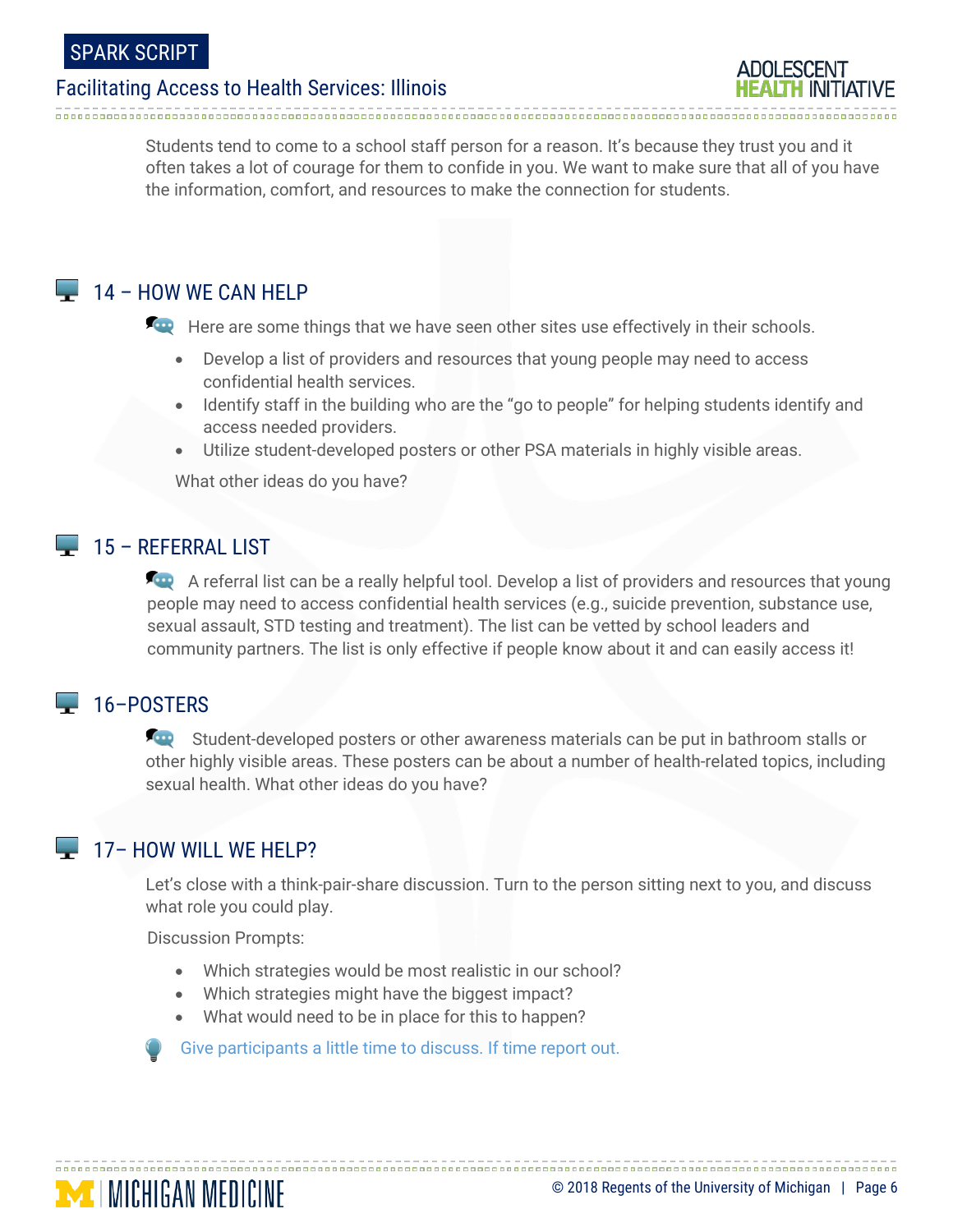Students tend to come to a school staff person for a reason. It's because they trust you and it often takes a lot of courage for them to confide in you. We want to make sure that all of you have the information, comfort, and resources to make the connection for students.

## 14 – HOW WE CAN HELP

Here are some things that we have seen other sites use effectively in their schools.

- Develop a list of providers and resources that young people may need to access confidential health services.
- Identify staff in the building who are the "go to people" for helping students identify and access needed providers.
- Utilize student-developed posters or other PSA materials in highly visible areas.

What other ideas do you have?

## 15 – REFERRAL LIST

A referral list can be a really helpful tool. Develop a list of providers and resources that young people may need to access confidential health services (e.g., suicide prevention, substance use, sexual assault, STD testing and treatment). The list can be vetted by school leaders and community partners. The list is only effective if people know about it and can easily access it!

## 16–POSTERS

Student-developed posters or other awareness materials can be put in bathroom stalls or other highly visible areas. These posters can be about a number of health-related topics, including sexual health. What other ideas do you have?

## 17– HOW WILL WE HELP?

Let's close with a think-pair-share discussion. Turn to the person sitting next to you, and discuss what role you could play.

Discussion Prompts:

- Which strategies would be most realistic in our school?
- Which strategies might have the biggest impact?
- What would need to be in place for this to happen?

Give participants a little time to discuss. If time report out.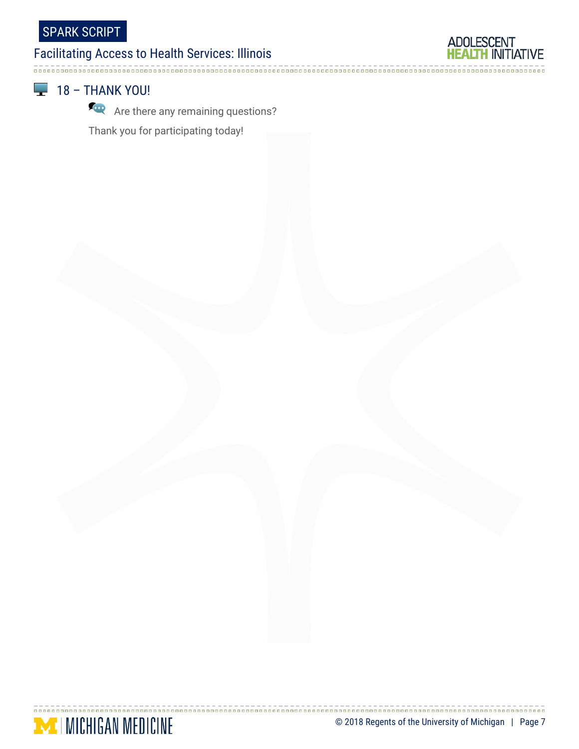## 18 – THANK YOU!

Are there any remaining questions?

Thank you for participating today!